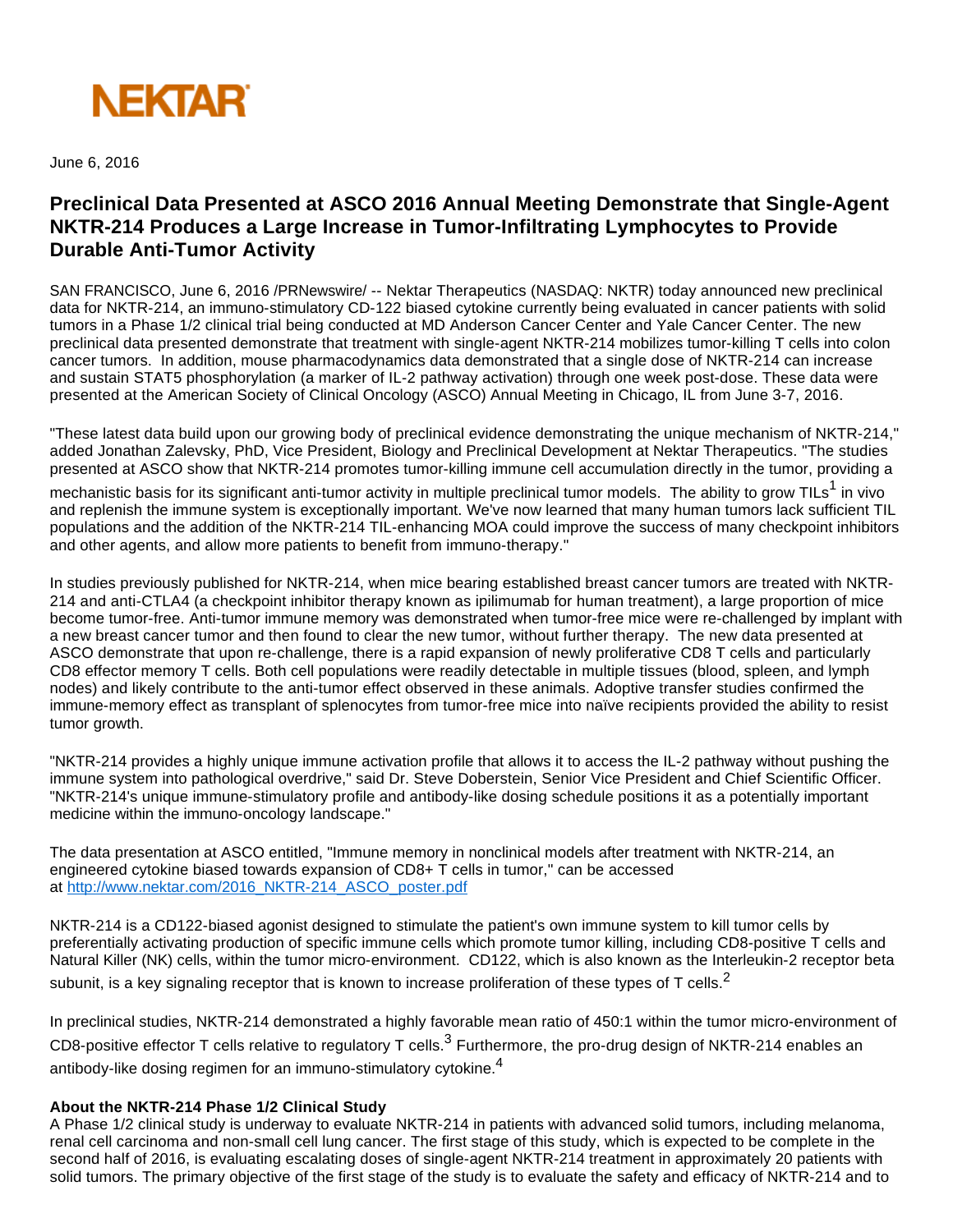NEKTAR

June 6, 2016

# Preclinical Data Presented at ASCO 2016 Annual Meeting Demonstrate that Single-Agent NKTR-214 Produces a Large Increase in Tumor-Infiltrating Lymphocytes to Provide Durable Anti-Tumor Activity

SAN FRANCISCO, June 6, 2016 /PRNewswire/ -- Nektar Therapeutics (NASDAQ: NKTR) today announced new preclinical data for NKTR-214, an immuno-stimulatory CD-122 biased cytokine currently being evaluated in cancer patients with solid tumors in a Phase 1/2 clinical trial being conducted at MD Anderson Cancer Center and Yale Cancer Center. The new preclinical data presented demonstrate that treatment with single-agent NKTR-214 mobilizes tumor-killing T cells into colon cancer tumors. In addition, mouse pharmacodynamics data demonstrated that a single dose of NKTR-214 can increase and sustain STAT5 phosphorylation (a marker of IL-2 pathway activation) through one week post-dose. These data were presented at the American Society of Clinical Oncology (ASCO) Annual Meeting in Chicago, IL from June 3-7, 2016.

"These latest data build upon our growing body of preclinical evidence demonstrating the unique mechanism of NKTR-214," added Jonathan Zalevsky, PhD, Vice President, Biology and Preclinical Development at Nektar Therapeutics. "The studies presented at ASCO show that NKTR-214 promotes tumor-killing immune cell accumulation directly in the tumor, providing a mechanistic basis for its significant anti-tumor activity in multiple preclinical tumor models. The ability to grow TILs[1] in vivo and replenish the immune system is exceptionally important. We've now learned that many human tumors lack sufficient TIL populations and the addition of the NKTR-214 TIL-enhancing MOA could improve the success of many checkpoint inhibitors and other agents, and allow more patients to benefit from immuno-therapy."

In studies previously published for NKTR-214, when mice bearing established breast cancer tumors are treated with NKTR-214 and anti-CTLA4 (a checkpoint inhibitor therapy known as ipilimumab for human treatment), a large proportion of mice become tumor-free. Anti-tumor immune memory was demonstrated when tumor-free mice were re-challenged by implant with a new breast cancer tumor and then found to clear the new tumor, without further therapy. The new data presented at ASCO demonstrate that upon re-challenge, there is a rapid expansion of newly proliferative CD8 T cells and particularly CD8 effector memory T cells. Both cell populations were readily detectable in multiple tissues (blood, spleen, and lymph nodes) and likely contribute to the anti-tumor effect observed in these animals. Adoptive transfer studies confirmed the immune-memory effect as transplant of splenocytes from tumor-free mice into naïve recipients provided the ability to resist tumor growth.

"NKTR-214 provides a highly unique immune activation profile that allows it to access the IL-2 pathway without pushing the immune system into pathological overdrive," said Dr. Steve Doberstein, Senior Vice President and Chief Scientific Officer. "NKTR-214's unique immune-stimulatory profile and antibody-like dosing schedule positions it as a potentially important medicine within the immuno-oncology landscape."

The data presentation at ASCO entitled, "Immune memory in nonclinical models after treatment with NKTR-214, an engineered cytokine biased towards expansion of CD8+ T cells in tumor," can be accessed at http://www.nektar.com/2016_NKTR-214_ASCO_poster.pdf

NKTR-214 is a CD122-biased agonist designed to stimulate the patient's own immune system to kill tumor cells by preferentially activating production of specific immune cells which promote tumor killing, including CD8-positive T cells and Natural Killer (NK) cells, within the tumor micro-environment. CD122, which is also known as the Interleukin-2 receptor beta subunit, is a key signaling receptor that is known to increase proliferation of these types of T cells.[2]

In preclinical studies, NKTR-214 demonstrated a highly favorable mean ratio of 450:1 within the tumor micro-environment of CD8-positive effector T cells relative to regulatory T cells.[3] Furthermore, the pro-drug design of NKTR-214 enables an antibody-like dosing regimen for an immuno-stimulatory cytokine.[4]

**About the NKTR-214 Phase 1/2 Clinical Study**

A Phase 1/2 clinical study is underway to evaluate NKTR-214 in patients with advanced solid tumors, including melanoma, renal cell carcinoma and non-small cell lung cancer. The first stage of this study, which is expected to be complete in the second half of 2016, is evaluating escalating doses of single-agent NKTR-214 treatment in approximately 20 patients with solid tumors. The primary objective of the first stage of the study is to evaluate the safety and efficacy of NKTR-214 and to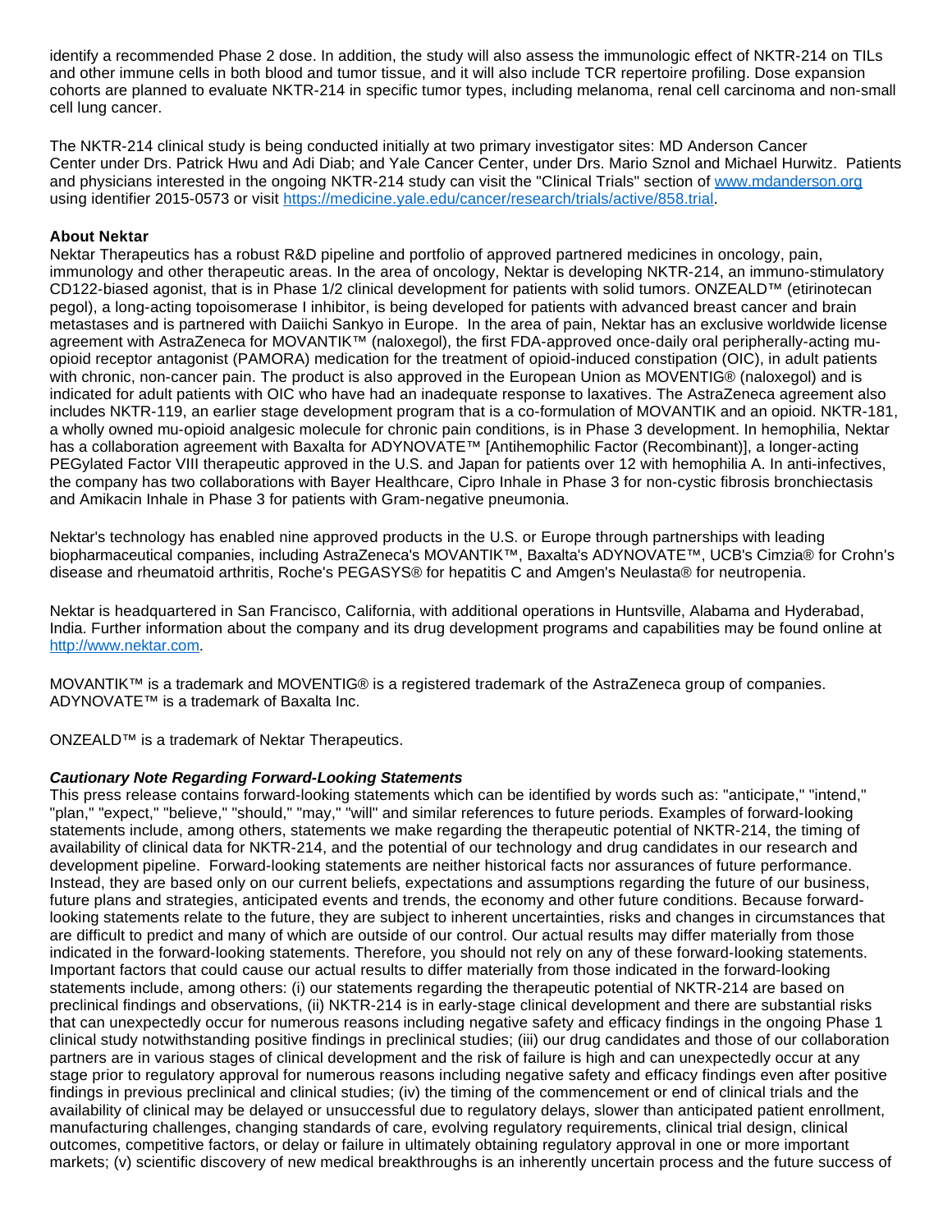identify a recommended Phase 2 dose. In addition, the study will also assess the immunologic effect of NKTR-214 on TILs and other immune cells in both blood and tumor tissue, and it will also include TCR repertoire profiling. Dose expansion cohorts are planned to evaluate NKTR-214 in specific tumor types, including melanoma, renal cell carcinoma and non-small cell lung cancer.

The NKTR-214 clinical study is being conducted initially at two primary investigator sites: MD Anderson Cancer Center under Drs. Patrick Hwu and Adi Diab; and Yale Cancer Center, under Drs. Mario Sznol and Michael Hurwitz. Patients and physicians interested in the ongoing NKTR-214 study can visit the "Clinical Trials" section of [www.mdanderson.org](http://www.mdanderson.org) using identifier 2015-0573 or visit [https://medicine.yale.edu/cancer/research/trials/active/858.trial](https://medicine.yale.edu/cancer/research/trials/active/858.trial).

**About Nektar**

Nektar Therapeutics has a robust R&D pipeline and portfolio of approved partnered medicines in oncology, pain, immunology and other therapeutic areas. In the area of oncology, Nektar is developing NKTR-214, an immuno-stimulatory CD122-biased agonist, that is in Phase 1/2 clinical development for patients with solid tumors. ONZEALD™ (etirinotecan pegol), a long-acting topoisomerase I inhibitor, is being developed for patients with advanced breast cancer and brain metastases and is partnered with Daiichi Sankyo in Europe. In the area of pain, Nektar has an exclusive worldwide license agreement with AstraZeneca for MOVANTIK™ (naloxegol), the first FDA-approved once-daily oral peripherally-acting mu-opioid receptor antagonist (PAMORA) medication for the treatment of opioid-induced constipation (OIC), in adult patients with chronic, non-cancer pain. The product is also approved in the European Union as MOVENTIG® (naloxegol) and is indicated for adult patients with OIC who have had an inadequate response to laxatives. The AstraZeneca agreement also includes NKTR-119, an earlier stage development program that is a co-formulation of MOVANTIK and an opioid. NKTR-181, a wholly owned mu-opioid analgesic molecule for chronic pain conditions, is in Phase 3 development. In hemophilia, Nektar has a collaboration agreement with Baxalta for ADYNOVATE™ [Antihemophilic Factor (Recombinant)], a longer-acting PEGylated Factor VIII therapeutic approved in the U.S. and Japan for patients over 12 with hemophilia A. In anti-infectives, the company has two collaborations with Bayer Healthcare, Cipro Inhale in Phase 3 for non-cystic fibrosis bronchiectasis and Amikacin Inhale in Phase 3 for patients with Gram-negative pneumonia.

Nektar's technology has enabled nine approved products in the U.S. or Europe through partnerships with leading biopharmaceutical companies, including AstraZeneca's MOVANTIK™, Baxalta's ADYNOVATE™, UCB's Cimzia® for Crohn's disease and rheumatoid arthritis, Roche's PEGASYS® for hepatitis C and Amgen's Neulasta® for neutropenia.

Nektar is headquartered in San Francisco, California, with additional operations in Huntsville, Alabama and Hyderabad, India. Further information about the company and its drug development programs and capabilities may be found online at [http://www.nektar.com](http://www.nektar.com).

MOVANTIK™ is a trademark and MOVENTIG® is a registered trademark of the AstraZeneca group of companies. ADYNOVATE™ is a trademark of Baxalta Inc.

ONZEALD™ is a trademark of Nektar Therapeutics.

***Cautionary Note Regarding Forward-Looking Statements***

This press release contains forward-looking statements which can be identified by words such as: "anticipate," "intend," "plan," "expect," "believe," "should," "may," "will" and similar references to future periods. Examples of forward-looking statements include, among others, statements we make regarding the therapeutic potential of NKTR-214, the timing of availability of clinical data for NKTR-214, and the potential of our technology and drug candidates in our research and development pipeline. Forward-looking statements are neither historical facts nor assurances of future performance. Instead, they are based only on our current beliefs, expectations and assumptions regarding the future of our business, future plans and strategies, anticipated events and trends, the economy and other future conditions. Because forward-looking statements relate to the future, they are subject to inherent uncertainties, risks and changes in circumstances that are difficult to predict and many of which are outside of our control. Our actual results may differ materially from those indicated in the forward-looking statements. Therefore, you should not rely on any of these forward-looking statements. Important factors that could cause our actual results to differ materially from those indicated in the forward-looking statements include, among others: (i) our statements regarding the therapeutic potential of NKTR-214 are based on preclinical findings and observations, (ii) NKTR-214 is in early-stage clinical development and there are substantial risks that can unexpectedly occur for numerous reasons including negative safety and efficacy findings in the ongoing Phase 1 clinical study notwithstanding positive findings in preclinical studies; (iii) our drug candidates and those of our collaboration partners are in various stages of clinical development and the risk of failure is high and can unexpectedly occur at any stage prior to regulatory approval for numerous reasons including negative safety and efficacy findings even after positive findings in previous preclinical and clinical studies; (iv) the timing of the commencement or end of clinical trials and the availability of clinical may be delayed or unsuccessful due to regulatory delays, slower than anticipated patient enrollment, manufacturing challenges, changing standards of care, evolving regulatory requirements, clinical trial design, clinical outcomes, competitive factors, or delay or failure in ultimately obtaining regulatory approval in one or more important markets; (v) scientific discovery of new medical breakthroughs is an inherently uncertain process and the future success of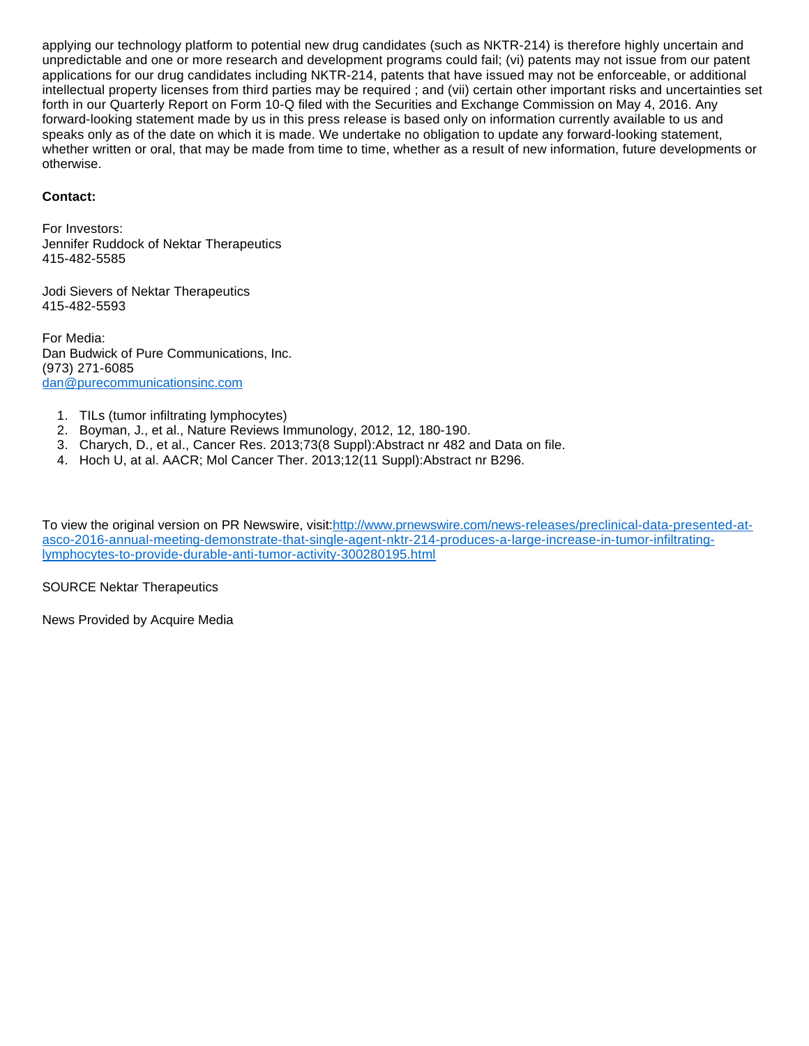applying our technology platform to potential new drug candidates (such as NKTR-214) is therefore highly uncertain and unpredictable and one or more research and development programs could fail; (vi) patents may not issue from our patent applications for our drug candidates including NKTR-214, patents that have issued may not be enforceable, or additional intellectual property licenses from third parties may be required ; and (vii) certain other important risks and uncertainties set forth in our Quarterly Report on Form 10-Q filed with the Securities and Exchange Commission on May 4, 2016. Any forward-looking statement made by us in this press release is based only on information currently available to us and speaks only as of the date on which it is made. We undertake no obligation to update any forward-looking statement, whether written or oral, that may be made from time to time, whether as a result of new information, future developments or otherwise.

**Contact:**

For Investors:
Jennifer Ruddock of Nektar Therapeutics
415-482-5585

Jodi Sievers of Nektar Therapeutics
415-482-5593

For Media:
Dan Budwick of Pure Communications, Inc.
(973) 271-6085
dan@purecommunicationsinc.com

1. TILs (tumor infiltrating lymphocytes)
2. Boyman, J., et al., Nature Reviews Immunology, 2012, 12, 180-190.
3. Charych, D., et al., Cancer Res. 2013;73(8 Suppl):Abstract nr 482 and Data on file.
4. Hoch U, at al. AACR; Mol Cancer Ther. 2013;12(11 Suppl):Abstract nr B296.

To view the original version on PR Newswire, visit:http://www.prnewswire.com/news-releases/preclinical-data-presented-at-asco-2016-annual-meeting-demonstrate-that-single-agent-nktr-214-produces-a-large-increase-in-tumor-infiltrating-lymphocytes-to-provide-durable-anti-tumor-activity-300280195.html

SOURCE Nektar Therapeutics

News Provided by Acquire Media